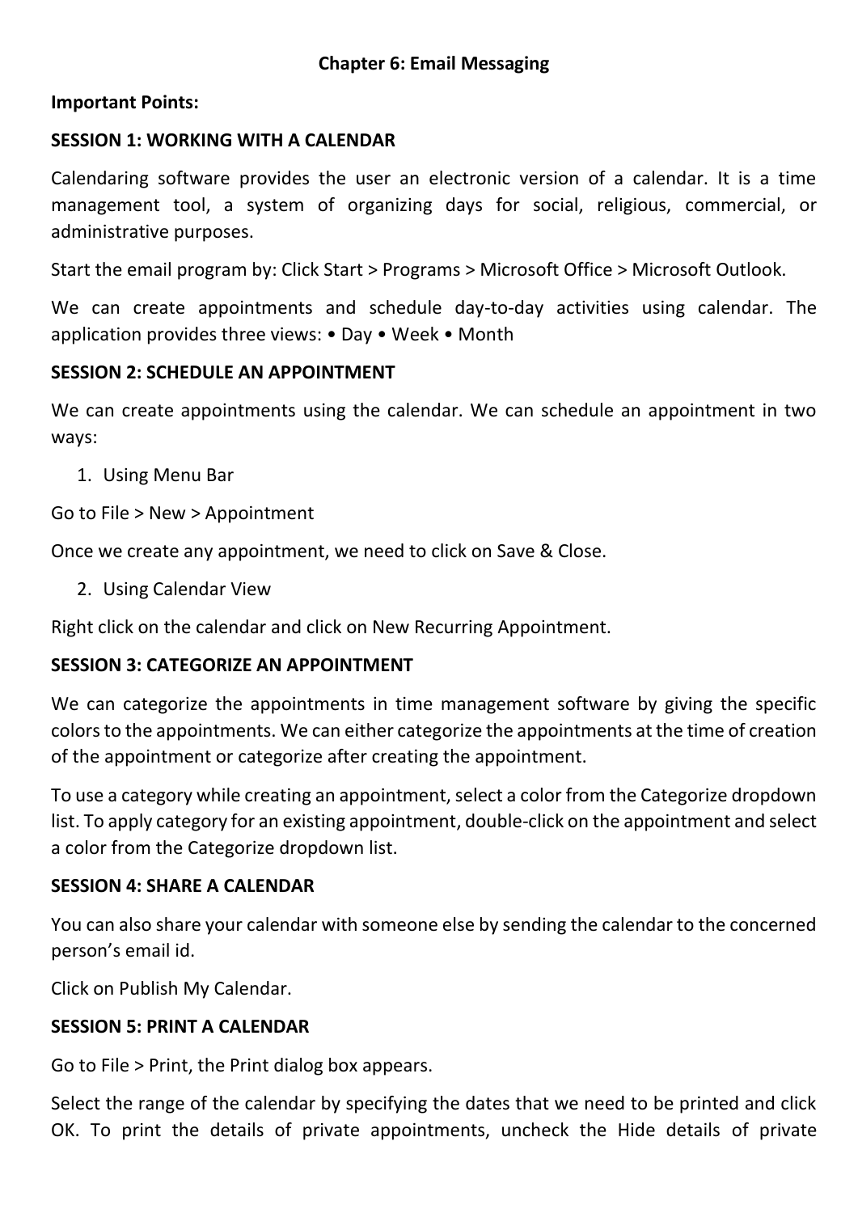# Chapter 6: Email Messaging

**Important Points:**

## SESSION 1: WORKING WITH A CALENDAR

Calendaring software provides the user an electronic version of a calendar. It is a time management tool, a system of organizing days for social, religious, commercial, or administrative purposes.

Start the email program by: Click Start > Programs > Microsoft Office > Microsoft Outlook.

We can create appointments and schedule day-to-day activities using calendar. The application provides three views: • Day • Week • Month

## SESSION 2: SCHEDULE AN APPOINTMENT

We can create appointments using the calendar. We can schedule an appointment in two ways:

1. Using Menu Bar

Go to File > New > Appointment

Once we create any appointment, we need to click on Save & Close.

2. Using Calendar View

Right click on the calendar and click on New Recurring Appointment.

## SESSION 3: CATEGORIZE AN APPOINTMENT

We can categorize the appointments in time management software by giving the specific colors to the appointments. We can either categorize the appointments at the time of creation of the appointment or categorize after creating the appointment.

To use a category while creating an appointment, select a color from the Categorize dropdown list. To apply category for an existing appointment, double-click on the appointment and select a color from the Categorize dropdown list.

## SESSION 4: SHARE A CALENDAR

You can also share your calendar with someone else by sending the calendar to the concerned person's email id.

Click on Publish My Calendar.

## SESSION 5: PRINT A CALENDAR

Go to File > Print, the Print dialog box appears.

Select the range of the calendar by specifying the dates that we need to be printed and click OK. To print the details of private appointments, uncheck the Hide details of private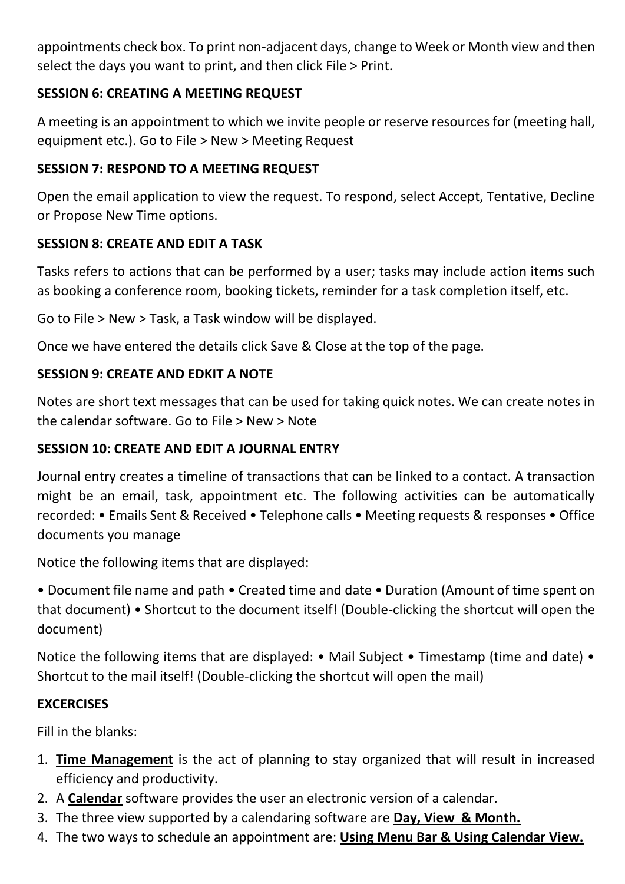appointments check box. To print non-adjacent days, change to Week or Month view and then select the days you want to print, and then click File > Print.

**SESSION 6: CREATING A MEETING REQUEST**

A meeting is an appointment to which we invite people or reserve resources for (meeting hall, equipment etc.). Go to File > New > Meeting Request

**SESSION 7: RESPOND TO A MEETING REQUEST**

Open the email application to view the request. To respond, select Accept, Tentative, Decline or Propose New Time options.

**SESSION 8: CREATE AND EDIT A TASK**

Tasks refers to actions that can be performed by a user; tasks may include action items such as booking a conference room, booking tickets, reminder for a task completion itself, etc.

Go to File > New > Task, a Task window will be displayed.

Once we have entered the details click Save & Close at the top of the page.

**SESSION 9: CREATE AND EDKIT A NOTE**

Notes are short text messages that can be used for taking quick notes. We can create notes in the calendar software. Go to File > New > Note

**SESSION 10: CREATE AND EDIT A JOURNAL ENTRY**

Journal entry creates a timeline of transactions that can be linked to a contact. A transaction might be an email, task, appointment etc. The following activities can be automatically recorded: • Emails Sent & Received • Telephone calls • Meeting requests & responses • Office documents you manage

Notice the following items that are displayed:

• Document file name and path • Created time and date • Duration (Amount of time spent on that document) • Shortcut to the document itself! (Double-clicking the shortcut will open the document)

Notice the following items that are displayed: • Mail Subject • Timestamp (time and date) • Shortcut to the mail itself! (Double-clicking the shortcut will open the mail)

**EXCERCISES**

Fill in the blanks:

1. **Time Management** is the act of planning to stay organized that will result in increased efficiency and productivity.
2. A **Calendar** software provides the user an electronic version of a calendar.
3. The three view supported by a calendaring software are **Day, View & Month.**
4. The two ways to schedule an appointment are: **Using Menu Bar & Using Calendar View.**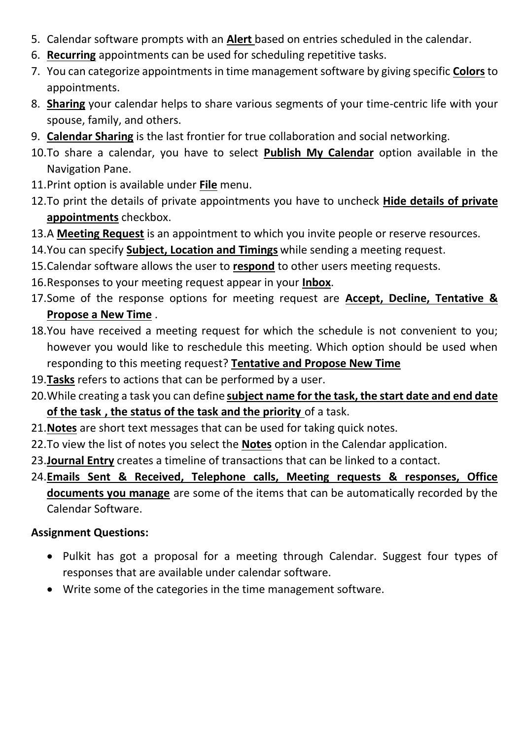5. Calendar software prompts with an **Alert** based on entries scheduled in the calendar.
6. **Recurring** appointments can be used for scheduling repetitive tasks.
7. You can categorize appointments in time management software by giving specific **Colors** to appointments.
8. **Sharing** your calendar helps to share various segments of your time-centric life with your spouse, family, and others.
9. **Calendar Sharing** is the last frontier for true collaboration and social networking.
10. To share a calendar, you have to select **Publish My Calendar** option available in the Navigation Pane.
11. Print option is available under **File** menu.
12. To print the details of private appointments you have to uncheck **Hide details of private appointments** checkbox.
13. A **Meeting Request** is an appointment to which you invite people or reserve resources.
14. You can specify **Subject, Location and Timings** while sending a meeting request.
15. Calendar software allows the user to **respond** to other users meeting requests.
16. Responses to your meeting request appear in your **Inbox**.
17. Some of the response options for meeting request are **Accept, Decline, Tentative & Propose a New Time** .
18. You have received a meeting request for which the schedule is not convenient to you; however you would like to reschedule this meeting. Which option should be used when responding to this meeting request? **Tentative and Propose New Time**
19. **Tasks** refers to actions that can be performed by a user.
20. While creating a task you can define **subject name for the task, the start date and end date of the task , the status of the task and the priority** of a task.
21. **Notes** are short text messages that can be used for taking quick notes.
22. To view the list of notes you select the **Notes** option in the Calendar application.
23. **Journal Entry** creates a timeline of transactions that can be linked to a contact.
24. **Emails Sent & Received, Telephone calls, Meeting requests & responses, Office documents you manage** are some of the items that can be automatically recorded by the Calendar Software.

**Assignment Questions:**

- Pulkit has got a proposal for a meeting through Calendar. Suggest four types of responses that are available under calendar software.
- Write some of the categories in the time management software.